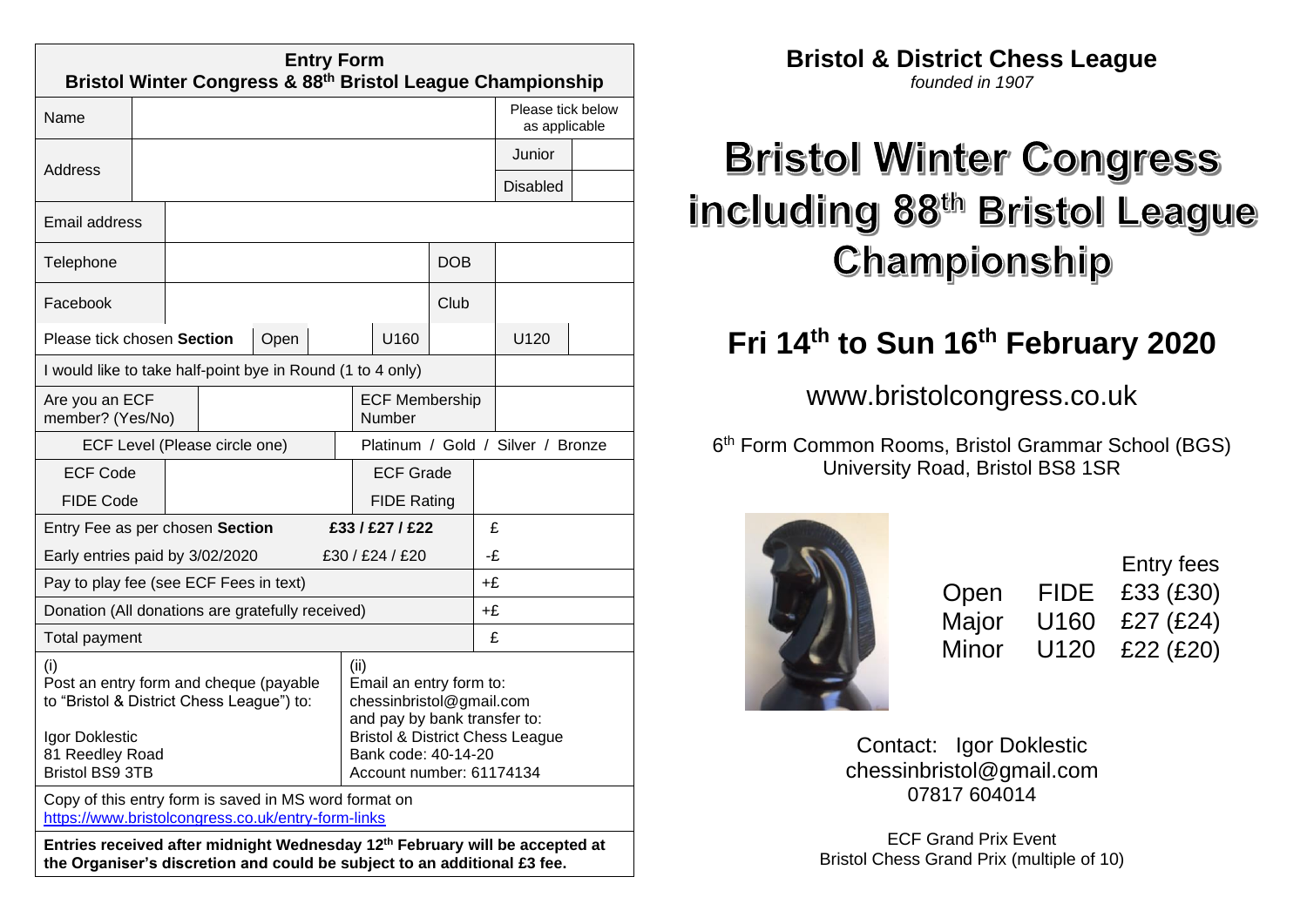**Entry Form**
**Bristol Winter Congress & 88th Bristol League Championship**

| Name | | Please tick below as applicable | |
|---|---|---|---|
| Address | | Junior | |
| | | Disabled | |
| Email address | | | |
| Telephone | | DOB | |
| Facebook | | Club | |

| Please tick chosen **Section** | Open | | U160 | | U120 | |
|---|---|---|---|---|---|---|

| I would like to take half-point bye in Round (1 to 4 only) | |
|---|---|

| Are you an ECF member? (Yes/No) | | ECF Membership Number | |
|---|---|---|---|
| ECF Level (Please circle one) | | Platinum / Gold / Silver / Bronze | |
| ECF Code | | ECF Grade | |
| FIDE Code | | FIDE Rating | |

| Entry Fee as per chosen **Section** | **£33 / £27 / £22** | £ |
|---|---|---|
| Early entries paid by 3/02/2020 | £30 / £24 / £20 | -£ |
| Pay to play fee (see ECF Fees in text) | | +£ |
| Donation (All donations are gratefully received) | | +£ |
| Total payment | | £ |

| (i) Post an entry form and cheque (payable to "Bristol & District Chess League") to: Igor Doklestic, 81 Reedley Road, Bristol BS9 3TB | (ii) Email an entry form to: chessinbristol@gmail.com and pay by bank transfer to: Bristol & District Chess League, Bank code: 40-14-20, Account number: 61174134 |
|---|---|

Copy of this entry form is saved in MS word format on https://www.bristolcongress.co.uk/entry-form-links

**Entries received after midnight Wednesday 12th February will be accepted at the Organiser's discretion and could be subject to an additional £3 fee.**

**Bristol & District Chess League**

*founded in 1907*

# Bristol Winter Congress including 88th Bristol League Championship

## Fri 14th to Sun 16th February 2020

www.bristolcongress.co.uk

6th Form Common Rooms, Bristol Grammar School (BGS)
University Road, Bristol BS8 1SR

| | | Entry fees |
|---|---|---|
| Open | FIDE | £33 (£30) |
| Major | U160 | £27 (£24) |
| Minor | U120 | £22 (£20) |

Contact: Igor Doklestic
chessinbristol@gmail.com
07817 604014

ECF Grand Prix Event
Bristol Chess Grand Prix (multiple of 10)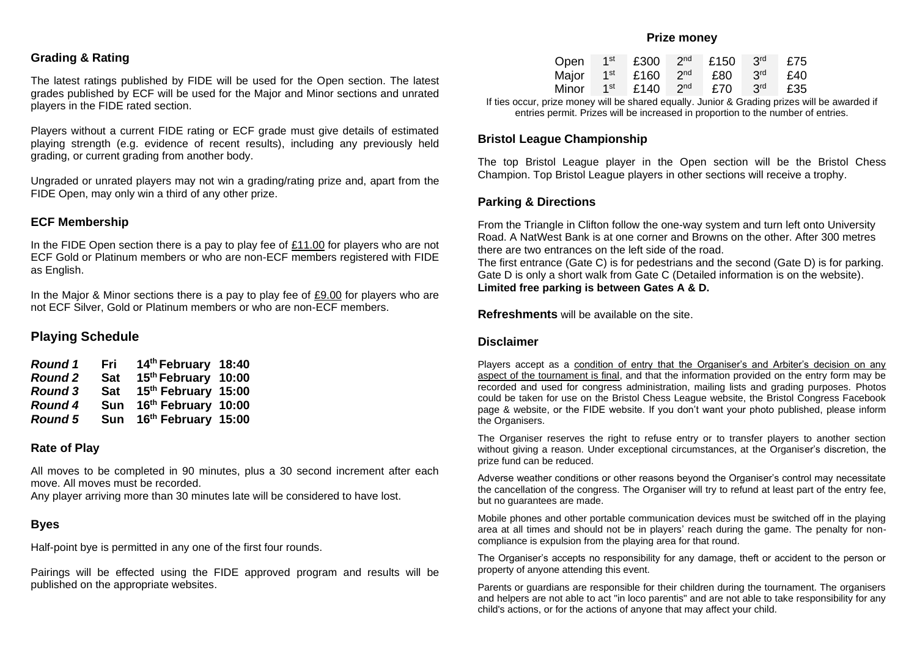## Grading & Rating

The latest ratings published by FIDE will be used for the Open section. The latest grades published by ECF will be used for the Major and Minor sections and unrated players in the FIDE rated section.

Players without a current FIDE rating or ECF grade must give details of estimated playing strength (e.g. evidence of recent results), including any previously held grading, or current grading from another body.

Ungraded or unrated players may not win a grading/rating prize and, apart from the FIDE Open, may only win a third of any other prize.

## ECF Membership

In the FIDE Open section there is a pay to play fee of £11.00 for players who are not ECF Gold or Platinum members or who are non-ECF members registered with FIDE as English.

In the Major & Minor sections there is a pay to play fee of £9.00 for players who are not ECF Silver, Gold or Platinum members or who are non-ECF members.

## Playing Schedule

| | | | |
|---|---|---|---|
| ***Round 1*** | **Fri** | **14th February** | **18:40** |
| ***Round 2*** | **Sat** | **15th February** | **10:00** |
| ***Round 3*** | **Sat** | **15th February** | **15:00** |
| ***Round 4*** | **Sun** | **16th February** | **10:00** |
| ***Round 5*** | **Sun** | **16th February** | **15:00** |

## Rate of Play

All moves to be completed in 90 minutes, plus a 30 second increment after each move. All moves must be recorded.
Any player arriving more than 30 minutes late will be considered to have lost.

## Byes

Half-point bye is permitted in any one of the first four rounds.

Pairings will be effected using the FIDE approved program and results will be published on the appropriate websites.

### Prize money

| | | | | | | |
|---|---|---|---|---|---|---|
| Open | 1st | £300 | 2nd | £150 | 3rd | £75 |
| Major | 1st | £160 | 2nd | £80 | 3rd | £40 |
| Minor | 1st | £140 | 2nd | £70 | 3rd | £35 |

If ties occur, prize money will be shared equally. Junior & Grading prizes will be awarded if entries permit. Prizes will be increased in proportion to the number of entries.

## Bristol League Championship

The top Bristol League player in the Open section will be the Bristol Chess Champion. Top Bristol League players in other sections will receive a trophy.

## Parking & Directions

From the Triangle in Clifton follow the one-way system and turn left onto University Road. A NatWest Bank is at one corner and Browns on the other. After 300 metres there are two entrances on the left side of the road.
The first entrance (Gate C) is for pedestrians and the second (Gate D) is for parking. Gate D is only a short walk from Gate C (Detailed information is on the website).
**Limited free parking is between Gates A & D.**

**Refreshments** will be available on the site.

## Disclaimer

Players accept as a condition of entry that the Organiser's and Arbiter's decision on any aspect of the tournament is final, and that the information provided on the entry form may be recorded and used for congress administration, mailing lists and grading purposes. Photos could be taken for use on the Bristol Chess League website, the Bristol Congress Facebook page & website, or the FIDE website. If you don't want your photo published, please inform the Organisers.

The Organiser reserves the right to refuse entry or to transfer players to another section without giving a reason. Under exceptional circumstances, at the Organiser's discretion, the prize fund can be reduced.

Adverse weather conditions or other reasons beyond the Organiser's control may necessitate the cancellation of the congress. The Organiser will try to refund at least part of the entry fee, but no guarantees are made.

Mobile phones and other portable communication devices must be switched off in the playing area at all times and should not be in players' reach during the game. The penalty for non-compliance is expulsion from the playing area for that round.

The Organiser's accepts no responsibility for any damage, theft or accident to the person or property of anyone attending this event.

Parents or guardians are responsible for their children during the tournament. The organisers and helpers are not able to act "in loco parentis" and are not able to take responsibility for any child's actions, or for the actions of anyone that may affect your child.